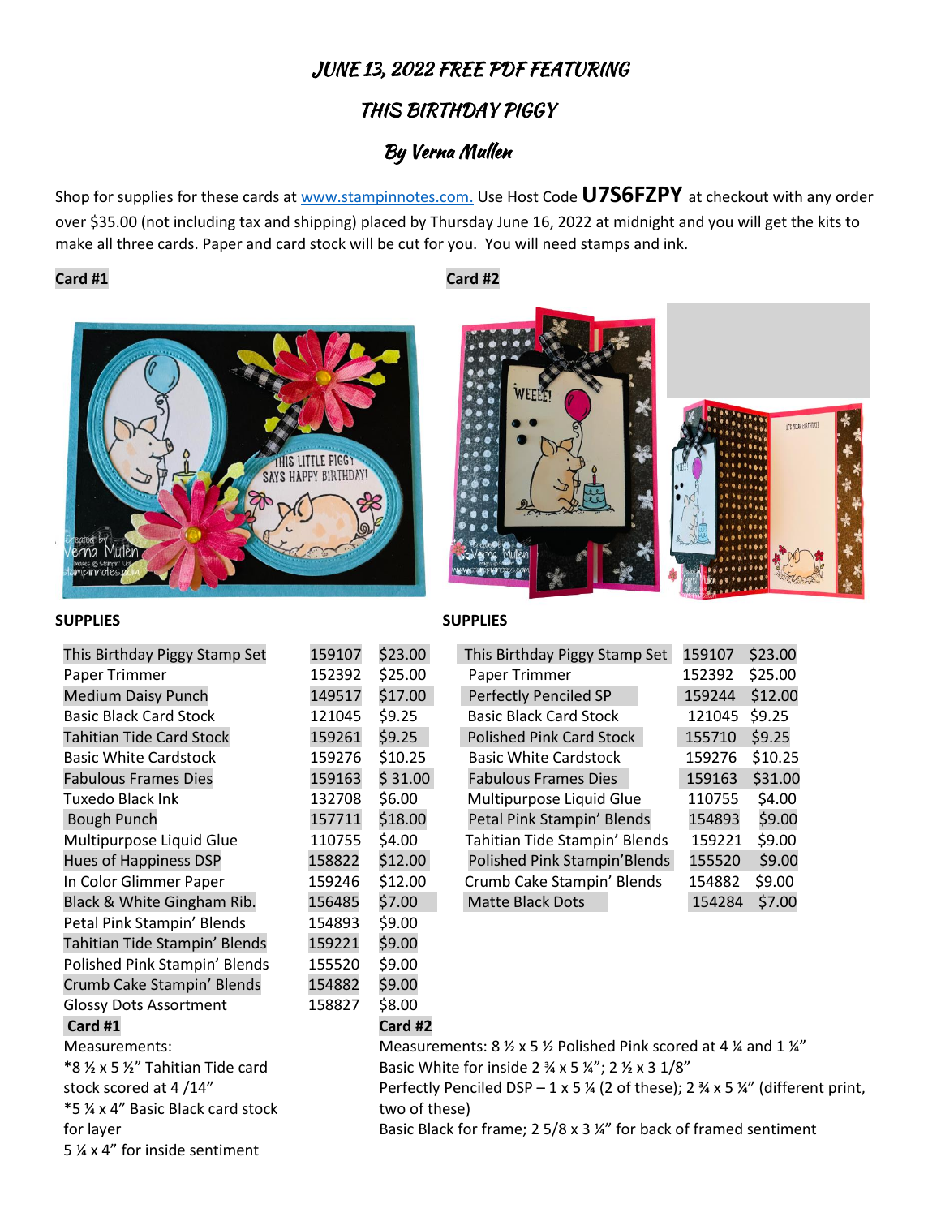# JUNE 13, 2022 FREE PDF FEATURING

# THIS BIRTHDAY PIGGY

## By Verna Mullen

Shop for supplies for these cards at www.stampinnotes.com. Use Host Code **U7S6FZPY** at checkout with any order over $35.00 (not including tax and shipping) placed by Thursday June 16, 2022 at midnight and you will get the kits to make all three cards. Paper and card stock will be cut for you. You will need stamps and ink.

**Card #1**

**SUPPLIES**

| Item | Number | Price |
|---|---|---|
| This Birthday Piggy Stamp Set | 159107 | $23.00 |
| Paper Trimmer | 152392 | $25.00 |
| Medium Daisy Punch | 149517 | $17.00 |
| Basic Black Card Stock | 121045 | $9.25 |
| Tahitian Tide Card Stock | 159261 | $9.25 |
| Basic White Cardstock | 159276 | $10.25 |
| Fabulous Frames Dies | 159163 | $ 31.00 |
| Tuxedo Black Ink | 132708 | $6.00 |
| Bough Punch | 157711 | $18.00 |
| Multipurpose Liquid Glue | 110755 | $4.00 |
| Hues of Happiness DSP | 158822 | $12.00 |
| In Color Glimmer Paper | 159246 | $12.00 |
| Black & White Gingham Rib. | 156485 | $7.00 |
| Petal Pink Stampin' Blends | 154893 | $9.00 |
| Tahitian Tide Stampin' Blends | 159221 | $9.00 |
| Polished Pink Stampin' Blends | 155520 | $9.00 |
| Crumb Cake Stampin' Blends | 154882 | $9.00 |
| Glossy Dots Assortment | 158827 | $8.00 |

**Card #1**

Measurements:

*8 ½ x 5 ½" Tahitian Tide card stock scored at 4 /14"

*5 ¼ x 4" Basic Black card stock for layer

5 ¼ x 4" for inside sentiment

**Card #2**

**SUPPLIES**

| Item | Number | Price |
|---|---|---|
| This Birthday Piggy Stamp Set | 159107 | $23.00 |
| Paper Trimmer | 152392 | $25.00 |
| Perfectly Penciled SP | 159244 | $12.00 |
| Basic Black Card Stock | 121045 | $9.25 |
| Polished Pink Card Stock | 155710 | $9.25 |
| Basic White Cardstock | 159276 | $10.25 |
| Fabulous Frames Dies | 159163 | $31.00 |
| Multipurpose Liquid Glue | 110755 | $4.00 |
| Petal Pink Stampin' Blends | 154893 | $9.00 |
| Tahitian Tide Stampin' Blends | 159221 | $9.00 |
| Polished Pink Stampin'Blends | 155520 | $9.00 |
| Crumb Cake Stampin' Blends | 154882 | $9.00 |
| Matte Black Dots | 154284 | $7.00 |

**Card #2**

Measurements: 8 ½ x 5 ½ Polished Pink scored at 4 ¼ and 1 ¼"

Basic White for inside 2 ¾ x 5 ¼"; 2 ½ x 3 1/8"

Perfectly Penciled DSP – 1 x 5 ¼ (2 of these); 2 ¾ x 5 ¼" (different print, two of these)

Basic Black for frame; 2 5/8 x 3 ¼" for back of framed sentiment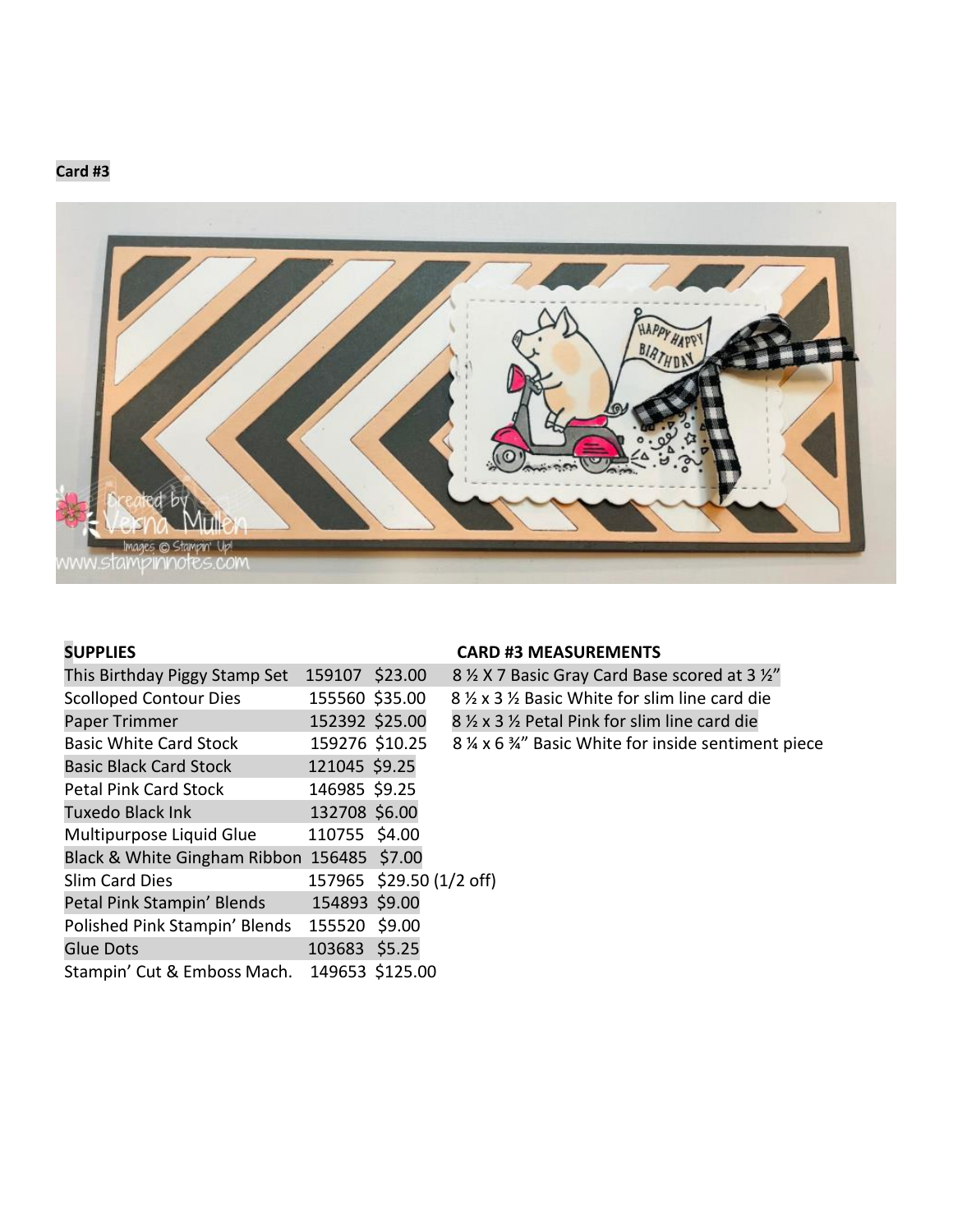**Card #3**

**SUPPLIES**

| | | |
|---|---|---|
| This Birthday Piggy Stamp Set | 159107 | $23.00 |
| Scolloped Contour Dies | 155560 | $35.00 |
| Paper Trimmer | 152392 | $25.00 |
| Basic White Card Stock | 159276 | $10.25 |
| Basic Black Card Stock | 121045 | $9.25 |
| Petal Pink Card Stock | 146985 | $9.25 |
| Tuxedo Black Ink | 132708 | $6.00 |
| Multipurpose Liquid Glue | 110755 | $4.00 |
| Black & White Gingham Ribbon | 156485 | $7.00 |
| Slim Card Dies | 157965 | $29.50 (1/2 off) |
| Petal Pink Stampin' Blends | 154893 | $9.00 |
| Polished Pink Stampin' Blends | 155520 | $9.00 |
| Glue Dots | 103683 | $5.25 |
| Stampin' Cut & Emboss Mach. | 149653 | $125.00 |

**CARD #3 MEASUREMENTS**

8 ½ X 7 Basic Gray Card Base scored at 3 ½"
8 ½ x 3 ½ Basic White for slim line card die
8 ½ x 3 ½ Petal Pink for slim line card die
8 ¼ x 6 ¾" Basic White for inside sentiment piece